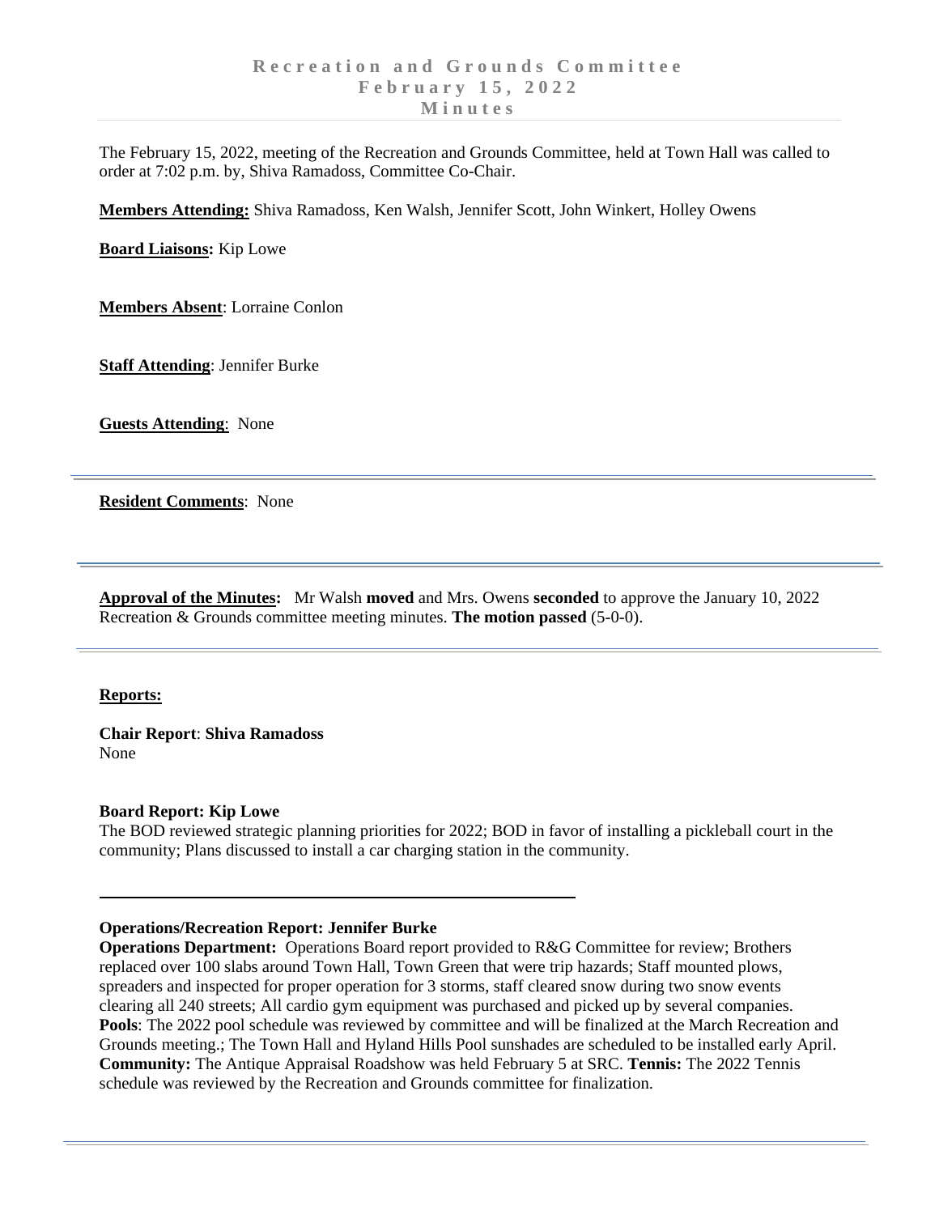# Recreation and Grounds Committee
## February 15, 2022
## Minutes

The February 15, 2022, meeting of the Recreation and Grounds Committee, held at Town Hall was called to order at 7:02 p.m. by, Shiva Ramadoss, Committee Co-Chair.

**Members Attending:** Shiva Ramadoss, Ken Walsh, Jennifer Scott, John Winkert, Holley Owens

**Board Liaisons:** Kip Lowe

**Members Absent**: Lorraine Conlon

**Staff Attending**: Jennifer Burke

**Guests Attending**: None

---

**Resident Comments**: None

---

**Approval of the Minutes:** Mr Walsh **moved** and Mrs. Owens **seconded** to approve the January 10, 2022 Recreation & Grounds committee meeting minutes. **The motion passed** (5-0-0).

---

**Reports:**

**Chair Report**: **Shiva Ramadoss**
None

**Board Report: Kip Lowe**
The BOD reviewed strategic planning priorities for 2022; BOD in favor of installing a pickleball court in the community; Plans discussed to install a car charging station in the community.

---

**Operations/Recreation Report: Jennifer Burke**
**Operations Department:** Operations Board report provided to R&G Committee for review; Brothers replaced over 100 slabs around Town Hall, Town Green that were trip hazards; Staff mounted plows, spreaders and inspected for proper operation for 3 storms, staff cleared snow during two snow events clearing all 240 streets; All cardio gym equipment was purchased and picked up by several companies.
**Pools**: The 2022 pool schedule was reviewed by committee and will be finalized at the March Recreation and Grounds meeting.; The Town Hall and Hyland Hills Pool sunshades are scheduled to be installed early April.
**Community:** The Antique Appraisal Roadshow was held February 5 at SRC. **Tennis:** The 2022 Tennis schedule was reviewed by the Recreation and Grounds committee for finalization.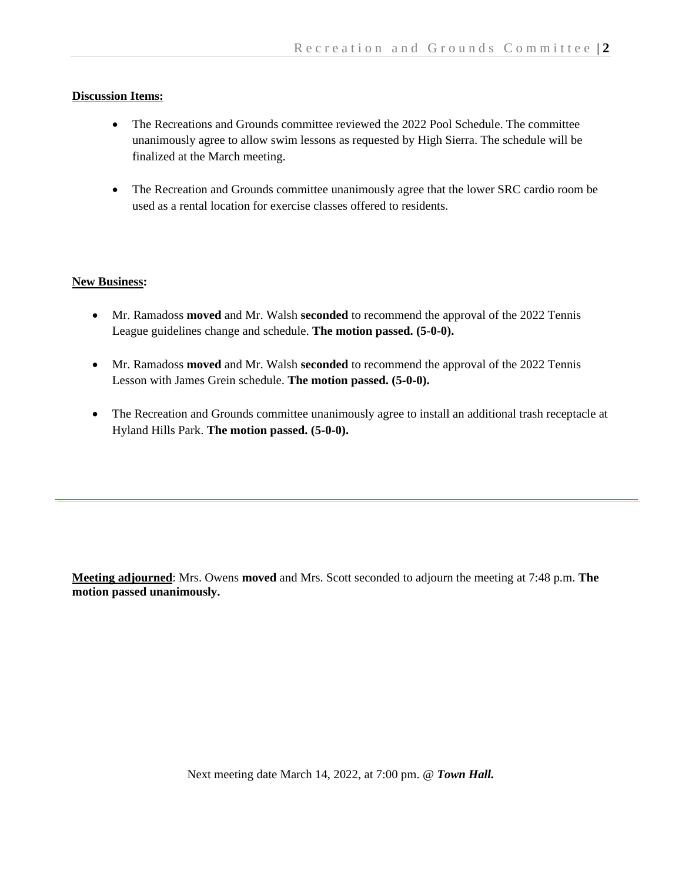**Discussion Items:**

- The Recreations and Grounds committee reviewed the 2022 Pool Schedule. The committee unanimously agree to allow swim lessons as requested by High Sierra. The schedule will be finalized at the March meeting.

- The Recreation and Grounds committee unanimously agree that the lower SRC cardio room be used as a rental location for exercise classes offered to residents.

**New Business:**

- Mr. Ramadoss **moved** and Mr. Walsh **seconded** to recommend the approval of the 2022 Tennis League guidelines change and schedule. **The motion passed. (5-0-0).**

- Mr. Ramadoss **moved** and Mr. Walsh **seconded** to recommend the approval of the 2022 Tennis Lesson with James Grein schedule. **The motion passed. (5-0-0).**

- The Recreation and Grounds committee unanimously agree to install an additional trash receptacle at Hyland Hills Park. **The motion passed. (5-0-0).**

---

**Meeting adjourned**: Mrs. Owens **moved** and Mrs. Scott seconded to adjourn the meeting at 7:48 p.m. **The motion passed unanimously.**

Next meeting date March 14, 2022, at 7:00 pm. @ ***Town Hall.***